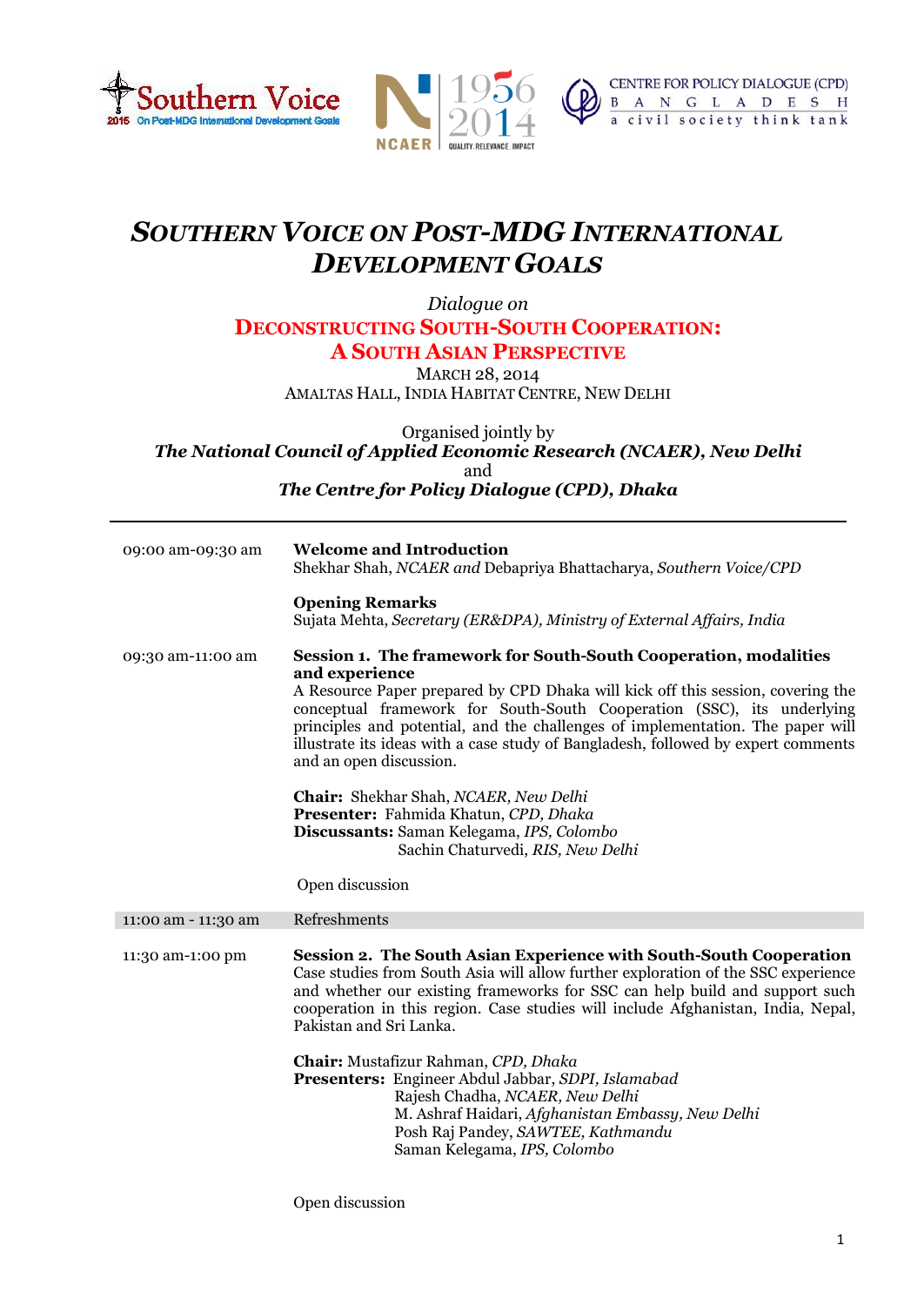# *SOUTHERN VOICE ON POST-MDG INTERNATIONAL DEVELOPMENT GOALS*

*Dialogue on*

## DECONSTRUCTING SOUTH-SOUTH COOPERATION: A SOUTH ASIAN PERSPECTIVE

MARCH 28, 2014
AMALTAS HALL, INDIA HABITAT CENTRE, NEW DELHI

Organised jointly by
***The National Council of Applied Economic Research (NCAER), New Delhi***
and
***The Centre for Policy Dialogue (CPD), Dhaka***

---

**09:00 am-09:30 am**

**Welcome and Introduction**
Shekhar Shah, *NCAER and* Debapriya Bhattacharya, *Southern Voice/CPD*

**Opening Remarks**
Sujata Mehta, *Secretary (ER&DPA), Ministry of External Affairs, India*

**09:30 am-11:00 am**

**Session 1. The framework for South-South Cooperation, modalities and experience**
A Resource Paper prepared by CPD Dhaka will kick off this session, covering the conceptual framework for South-South Cooperation (SSC), its underlying principles and potential, and the challenges of implementation. The paper will illustrate its ideas with a case study of Bangladesh, followed by expert comments and an open discussion.

**Chair:** Shekhar Shah, *NCAER, New Delhi*
**Presenter:** Fahmida Khatun, *CPD, Dhaka*
**Discussants:** Saman Kelegama, *IPS, Colombo*
Sachin Chaturvedi, *RIS, New Delhi*

Open discussion

**11:00 am - 11:30 am** Refreshments

**11:30 am-1:00 pm**

**Session 2. The South Asian Experience with South-South Cooperation**
Case studies from South Asia will allow further exploration of the SSC experience and whether our existing frameworks for SSC can help build and support such cooperation in this region. Case studies will include Afghanistan, India, Nepal, Pakistan and Sri Lanka.

**Chair:** Mustafizur Rahman, *CPD, Dhaka*
**Presenters:** Engineer Abdul Jabbar, *SDPI, Islamabad*
Rajesh Chadha, *NCAER, New Delhi*
M. Ashraf Haidari, *Afghanistan Embassy, New Delhi*
Posh Raj Pandey, *SAWTEE, Kathmandu*
Saman Kelegama, *IPS, Colombo*

Open discussion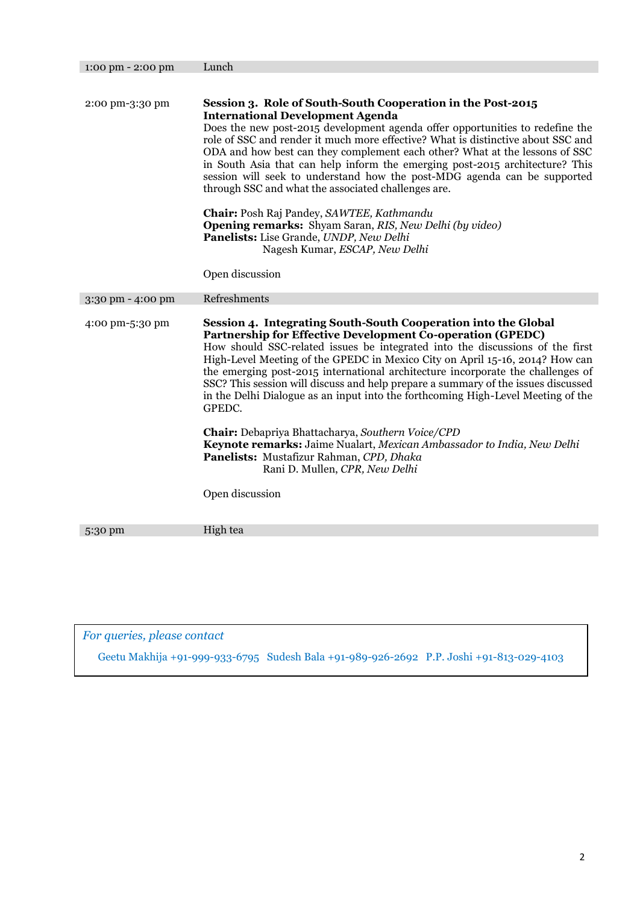| | |
|---|---|
| 1:00 pm - 2:00 pm | Lunch |
| 2:00 pm-3:30 pm | **Session 3. Role of South-South Cooperation in the Post-2015 International Development Agenda**<br>Does the new post-2015 development agenda offer opportunities to redefine the role of SSC and render it much more effective? What is distinctive about SSC and ODA and how best can they complement each other? What at the lessons of SSC in South Asia that can help inform the emerging post-2015 architecture? This session will seek to understand how the post-MDG agenda can be supported through SSC and what the associated challenges are.<br><br>**Chair:** Posh Raj Pandey, *SAWTEE, Kathmandu*<br>**Opening remarks:** Shyam Saran, *RIS, New Delhi (by video)*<br>**Panelists:** Lise Grande, *UNDP, New Delhi*<br>Nagesh Kumar, *ESCAP, New Delhi*<br><br>Open discussion |
| 3:30 pm - 4:00 pm | Refreshments |
| 4:00 pm-5:30 pm | **Session 4. Integrating South-South Cooperation into the Global Partnership for Effective Development Co-operation (GPEDC)**<br>How should SSC-related issues be integrated into the discussions of the first High-Level Meeting of the GPEDC in Mexico City on April 15-16, 2014? How can the emerging post-2015 international architecture incorporate the challenges of SSC? This session will discuss and help prepare a summary of the issues discussed in the Delhi Dialogue as an input into the forthcoming High-Level Meeting of the GPEDC.<br><br>**Chair:** Debapriya Bhattacharya, *Southern Voice/CPD*<br>**Keynote remarks:** Jaime Nualart, *Mexican Ambassador to India, New Delhi*<br>**Panelists:** Mustafizur Rahman, *CPD, Dhaka*<br>Rani D. Mullen, *CPR, New Delhi*<br><br>Open discussion |
| 5:30 pm | High tea |

*For queries, please contact*

Geetu Makhija +91-999-933-6795 Sudesh Bala +91-989-926-2692 P.P. Joshi +91-813-029-4103